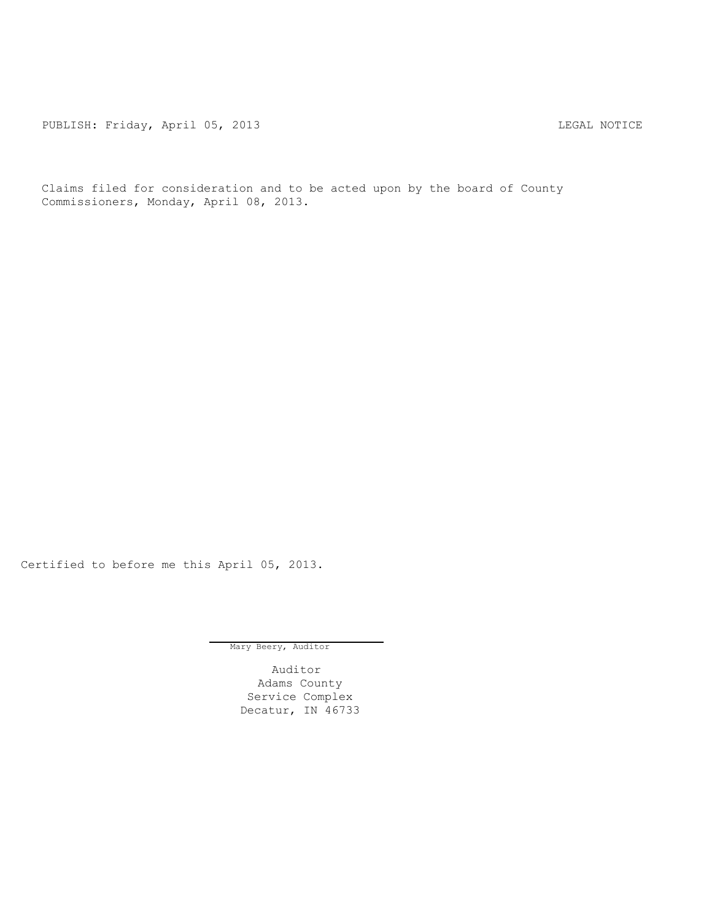PUBLISH: Friday, April 05, 2013 LEGAL NOTICE

Claims filed for consideration and to be acted upon by the board of County Commissioners, Monday, April 08, 2013.

Certified to before me this April 05, 2013.

Mary Beery, Auditor

Auditor
Adams County
Service Complex
Decatur, IN 46733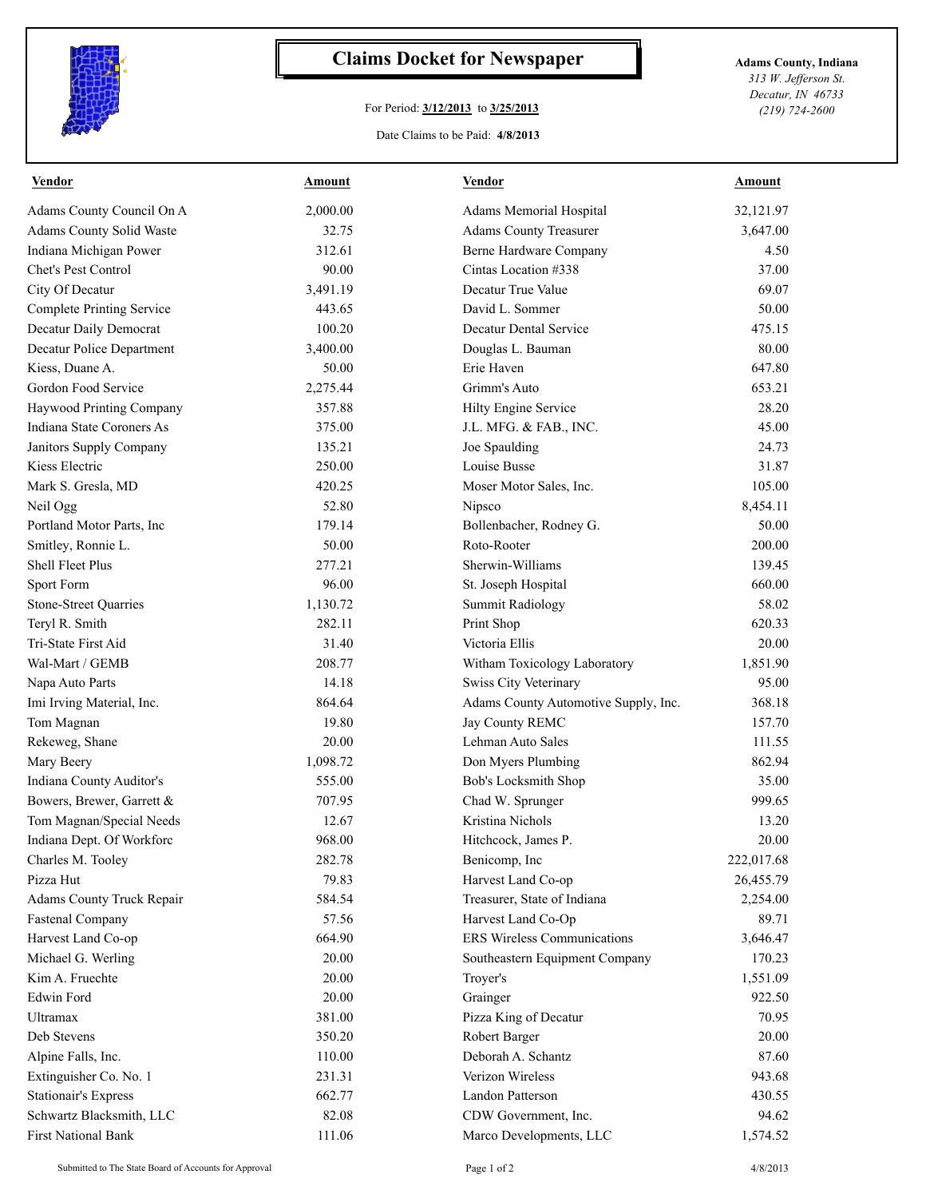# Claims Docket for Newspaper

For Period: **3/12/2013** to **3/25/2013**

Date Claims to be Paid: **4/8/2013**

**Adams County, Indiana**
*313 W. Jefferson St.*
*Decatur, IN 46733*
*(219) 724-2600*

| Vendor | Amount | Vendor | Amount |
|---|---|---|---|
| Adams County Council On A | 2,000.00 | Adams Memorial Hospital | 32,121.97 |
| Adams County Solid Waste | 32.75 | Adams County Treasurer | 3,647.00 |
| Indiana Michigan Power | 312.61 | Berne Hardware Company | 4.50 |
| Chet's Pest Control | 90.00 | Cintas Location #338 | 37.00 |
| City Of Decatur | 3,491.19 | Decatur True Value | 69.07 |
| Complete Printing Service | 443.65 | David L. Sommer | 50.00 |
| Decatur Daily Democrat | 100.20 | Decatur Dental Service | 475.15 |
| Decatur Police Department | 3,400.00 | Douglas L. Bauman | 80.00 |
| Kiess, Duane A. | 50.00 | Erie Haven | 647.80 |
| Gordon Food Service | 2,275.44 | Grimm's Auto | 653.21 |
| Haywood Printing Company | 357.88 | Hilty Engine Service | 28.20 |
| Indiana State Coroners As | 375.00 | J.L. MFG. & FAB., INC. | 45.00 |
| Janitors Supply Company | 135.21 | Joe Spaulding | 24.73 |
| Kiess Electric | 250.00 | Louise Busse | 31.87 |
| Mark S. Gresla, MD | 420.25 | Moser Motor Sales, Inc. | 105.00 |
| Neil Ogg | 52.80 | Nipsco | 8,454.11 |
| Portland Motor Parts, Inc | 179.14 | Bollenbacher, Rodney G. | 50.00 |
| Smitley, Ronnie L. | 50.00 | Roto-Rooter | 200.00 |
| Shell Fleet Plus | 277.21 | Sherwin-Williams | 139.45 |
| Sport Form | 96.00 | St. Joseph Hospital | 660.00 |
| Stone-Street Quarries | 1,130.72 | Summit Radiology | 58.02 |
| Teryl R. Smith | 282.11 | Print Shop | 620.33 |
| Tri-State First Aid | 31.40 | Victoria Ellis | 20.00 |
| Wal-Mart / GEMB | 208.77 | Witham Toxicology Laboratory | 1,851.90 |
| Napa Auto Parts | 14.18 | Swiss City Veterinary | 95.00 |
| Imi Irving Material, Inc. | 864.64 | Adams County Automotive Supply, Inc. | 368.18 |
| Tom Magnan | 19.80 | Jay County REMC | 157.70 |
| Rekeweg, Shane | 20.00 | Lehman Auto Sales | 111.55 |
| Mary Beery | 1,098.72 | Don Myers Plumbing | 862.94 |
| Indiana County Auditor's | 555.00 | Bob's Locksmith Shop | 35.00 |
| Bowers, Brewer, Garrett & | 707.95 | Chad W. Sprunger | 999.65 |
| Tom Magnan/Special Needs | 12.67 | Kristina Nichols | 13.20 |
| Indiana Dept. Of Workforc | 968.00 | Hitchcock, James P. | 20.00 |
| Charles M. Tooley | 282.78 | Benicomp, Inc | 222,017.68 |
| Pizza Hut | 79.83 | Harvest Land Co-op | 26,455.79 |
| Adams County Truck Repair | 584.54 | Treasurer, State of Indiana | 2,254.00 |
| Fastenal Company | 57.56 | Harvest Land Co-Op | 89.71 |
| Harvest Land Co-op | 664.90 | ERS Wireless Communications | 3,646.47 |
| Michael G. Werling | 20.00 | Southeastern Equipment Company | 170.23 |
| Kim A. Fruechte | 20.00 | Troyer's | 1,551.09 |
| Edwin Ford | 20.00 | Grainger | 922.50 |
| Ultramax | 381.00 | Pizza King of Decatur | 70.95 |
| Deb Stevens | 350.20 | Robert Barger | 20.00 |
| Alpine Falls, Inc. | 110.00 | Deborah A. Schantz | 87.60 |
| Extinguisher Co. No. 1 | 231.31 | Verizon Wireless | 943.68 |
| Stationair's Express | 662.77 | Landon Patterson | 430.55 |
| Schwartz Blacksmith, LLC | 82.08 | CDW Government, Inc. | 94.62 |
| First National Bank | 111.06 | Marco Developments, LLC | 1,574.52 |

Submitted to The State Board of Accounts for Approval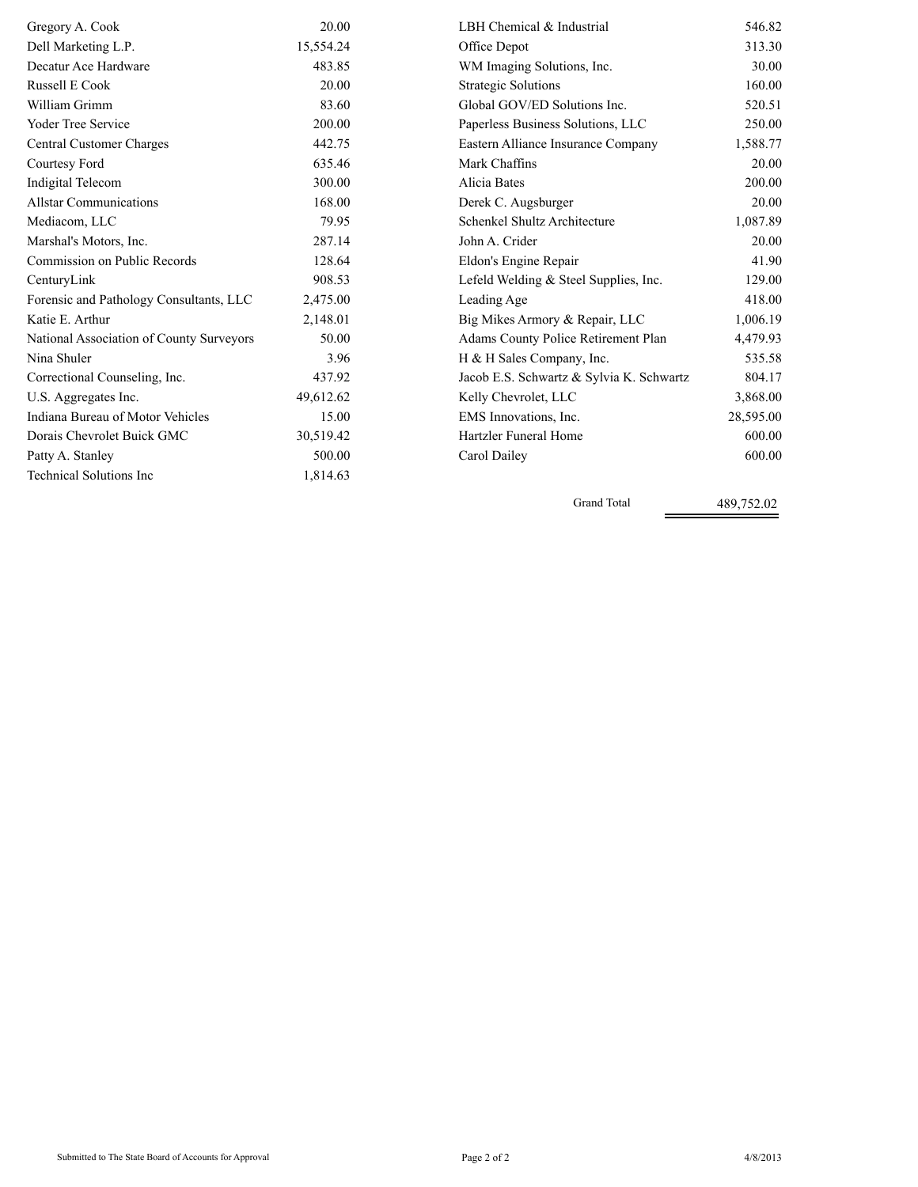| | | | |
|---|---|---|---|
| Gregory A. Cook | 20.00 | LBH Chemical & Industrial | 546.82 |
| Dell Marketing L.P. | 15,554.24 | Office Depot | 313.30 |
| Decatur Ace Hardware | 483.85 | WM Imaging Solutions, Inc. | 30.00 |
| Russell E Cook | 20.00 | Strategic Solutions | 160.00 |
| William Grimm | 83.60 | Global GOV/ED Solutions Inc. | 520.51 |
| Yoder Tree Service | 200.00 | Paperless Business Solutions, LLC | 250.00 |
| Central Customer Charges | 442.75 | Eastern Alliance Insurance Company | 1,588.77 |
| Courtesy Ford | 635.46 | Mark Chaffins | 20.00 |
| Indigital Telecom | 300.00 | Alicia Bates | 200.00 |
| Allstar Communications | 168.00 | Derek C. Augsburger | 20.00 |
| Mediacom, LLC | 79.95 | Schenkel Shultz Architecture | 1,087.89 |
| Marshal's Motors, Inc. | 287.14 | John A. Crider | 20.00 |
| Commission on Public Records | 128.64 | Eldon's Engine Repair | 41.90 |
| CenturyLink | 908.53 | Lefeld Welding & Steel Supplies, Inc. | 129.00 |
| Forensic and Pathology Consultants, LLC | 2,475.00 | Leading Age | 418.00 |
| Katie E. Arthur | 2,148.01 | Big Mikes Armory & Repair, LLC | 1,006.19 |
| National Association of County Surveyors | 50.00 | Adams County Police Retirement Plan | 4,479.93 |
| Nina Shuler | 3.96 | H & H Sales Company, Inc. | 535.58 |
| Correctional Counseling, Inc. | 437.92 | Jacob E.S. Schwartz & Sylvia K. Schwartz | 804.17 |
| U.S. Aggregates Inc. | 49,612.62 | Kelly Chevrolet, LLC | 3,868.00 |
| Indiana Bureau of Motor Vehicles | 15.00 | EMS Innovations, Inc. | 28,595.00 |
| Dorais Chevrolet Buick GMC | 30,519.42 | Hartzler Funeral Home | 600.00 |
| Patty A. Stanley | 500.00 | Carol Dailey | 600.00 |
| Technical Solutions Inc | 1,814.63 | | |
| | | Grand Total | 489,752.02 |

Submitted to The State Board of Accounts for Approval

4/8/2013